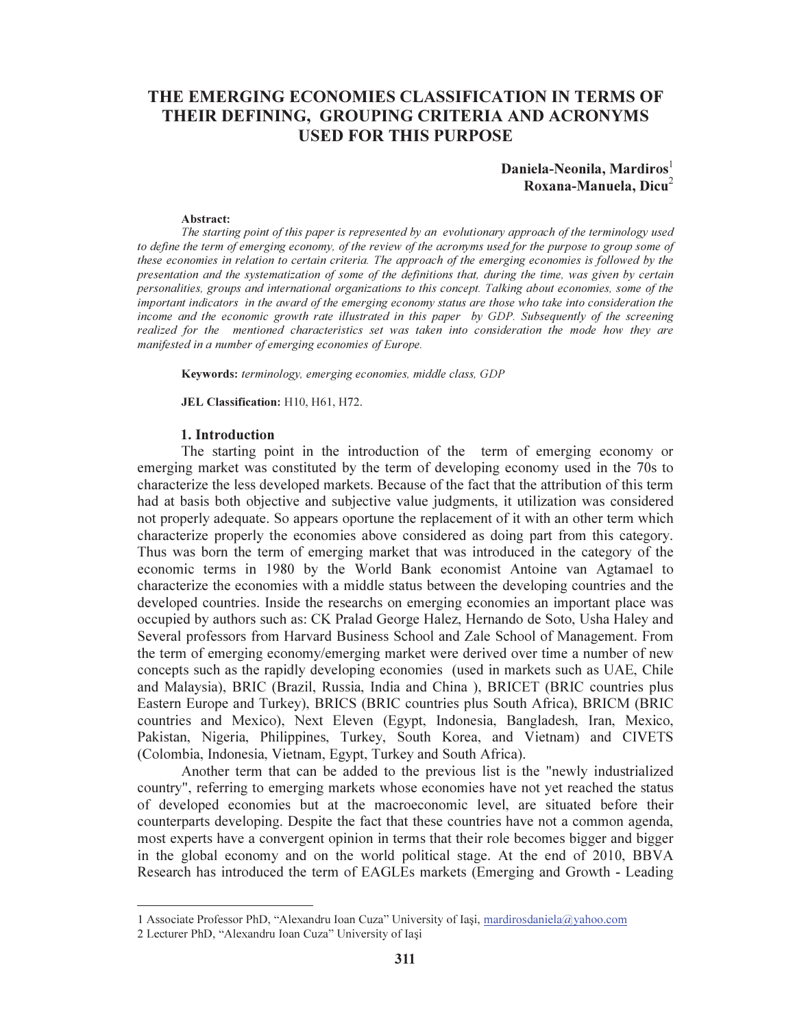# THE EMERGING ECONOMIES CLASSIFICATION IN TERMS OF THEIR DEFINING, GROUPING CRITERIA AND ACRONYMS USED FOR THIS PURPOSE

**Daniela-Neonila, Mardiros**[1]
**Roxana-Manuela, Dicu**[2]

**Abstract:**

*The starting point of this paper is represented by an evolutionary approach of the terminology used to define the term of emerging economy, of the review of the acronyms used for the purpose to group some of these economies in relation to certain criteria. The approach of the emerging economies is followed by the presentation and the systematization of some of the definitions that, during the time, was given by certain personalities, groups and international organizations to this concept. Talking about economies, some of the important indicators in the award of the emerging economy status are those who take into consideration the income and the economic growth rate illustrated in this paper by GDP. Subsequently of the screening realized for the mentioned characteristics set was taken into consideration the mode how they are manifested in a number of emerging economies of Europe.*

**Keywords:** *terminology, emerging economies, middle class, GDP*

**JEL Classification:** H10, H61, H72.

## 1. Introduction

The starting point in the introduction of the term of emerging economy or emerging market was constituted by the term of developing economy used in the 70s to characterize the less developed markets. Because of the fact that the attribution of this term had at basis both objective and subjective value judgments, it utilization was considered not properly adequate. So appears oportune the replacement of it with an other term which characterize properly the economies above considered as doing part from this category. Thus was born the term of emerging market that was introduced in the category of the economic terms in 1980 by the World Bank economist Antoine van Agtamael to characterize the economies with a middle status between the developing countries and the developed countries. Inside the researchs on emerging economies an important place was occupied by authors such as: CK Pralad George Halez, Hernando de Soto, Usha Haley and Several professors from Harvard Business School and Zale School of Management. From the term of emerging economy/emerging market were derived over time a number of new concepts such as the rapidly developing economies (used in markets such as UAE, Chile and Malaysia), BRIC (Brazil, Russia, India and China ), BRICET (BRIC countries plus Eastern Europe and Turkey), BRICS (BRIC countries plus South Africa), BRICM (BRIC countries and Mexico), Next Eleven (Egypt, Indonesia, Bangladesh, Iran, Mexico, Pakistan, Nigeria, Philippines, Turkey, South Korea, and Vietnam) and CIVETS (Colombia, Indonesia, Vietnam, Egypt, Turkey and South Africa).

Another term that can be added to the previous list is the "newly industrialized country", referring to emerging markets whose economies have not yet reached the status of developed economies but at the macroeconomic level, are situated before their counterparts developing. Despite the fact that these countries have not a common agenda, most experts have a convergent opinion in terms that their role becomes bigger and bigger in the global economy and on the world political stage. At the end of 2010, BBVA Research has introduced the term of EAGLEs markets (Emerging and Growth - Leading

---

[1] Associate Professor PhD, "Alexandru Ioan Cuza" University of Iaşi, mardirosdaniela@yahoo.com

[2] Lecturer PhD, "Alexandru Ioan Cuza" University of Iaşi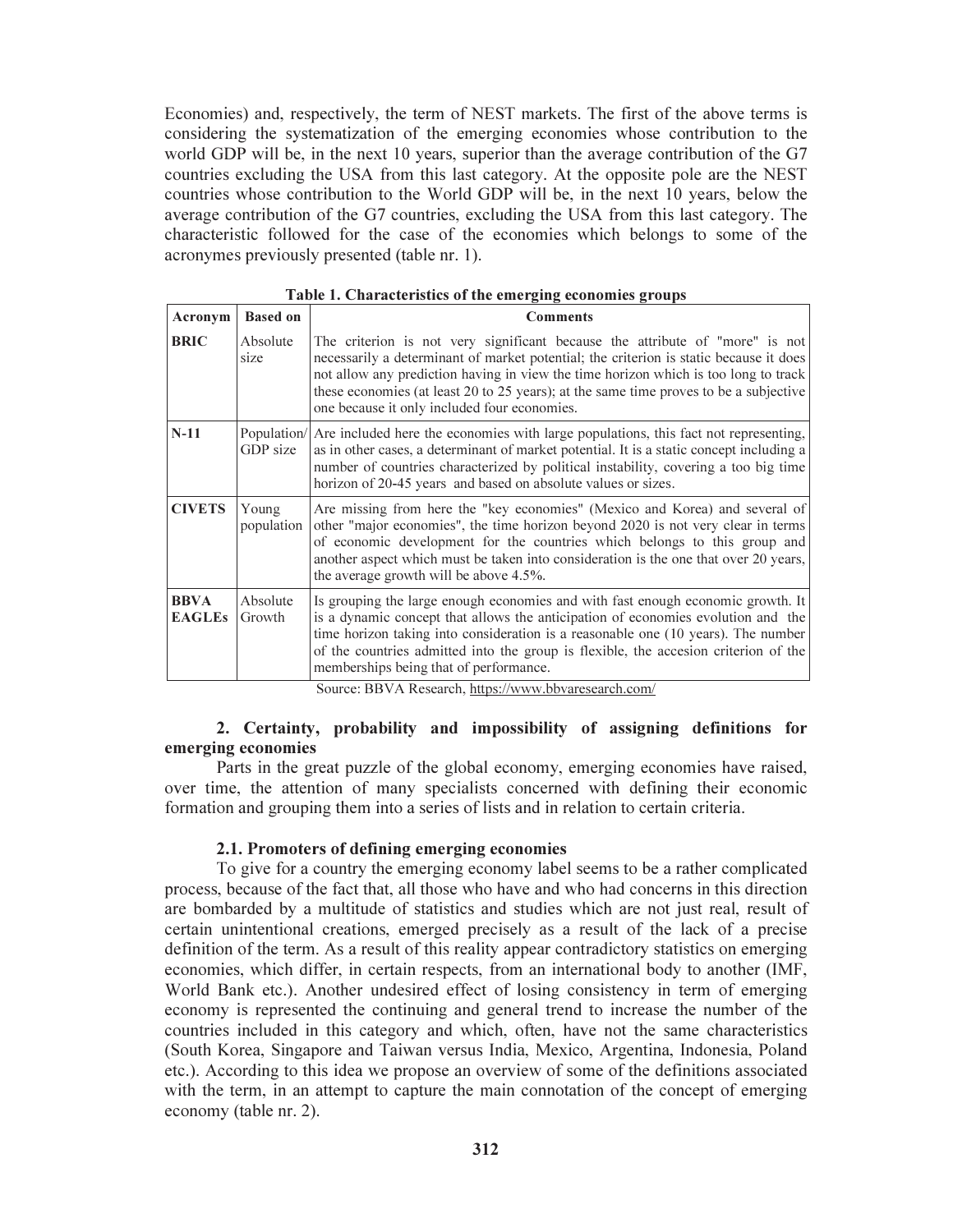Economies) and, respectively, the term of NEST markets. The first of the above terms is considering the systematization of the emerging economies whose contribution to the world GDP will be, in the next 10 years, superior than the average contribution of the G7 countries excluding the USA from this last category. At the opposite pole are the NEST countries whose contribution to the World GDP will be, in the next 10 years, below the average contribution of the G7 countries, excluding the USA from this last category. The characteristic followed for the case of the economies which belongs to some of the acronymes previously presented (table nr. 1).

**Table 1. Characteristics of the emerging economies groups**

| Acronym | Based on | Comments |
|---|---|---|
| **BRIC** | Absolute size | The criterion is not very significant because the attribute of "more" is not necessarily a determinant of market potential; the criterion is static because it does not allow any prediction having in view the time horizon which is too long to track these economies (at least 20 to 25 years); at the same time proves to be a subjective one because it only included four economies. |
| **N-11** | Population/ GDP size | Are included here the economies with large populations, this fact not representing, as in other cases, a determinant of market potential. It is a static concept including a number of countries characterized by political instability, covering a too big time horizon of 20-45 years and based on absolute values or sizes. |
| **CIVETS** | Young population | Are missing from here the "key economies" (Mexico and Korea) and several of other "major economies", the time horizon beyond 2020 is not very clear in terms of economic development for the countries which belongs to this group and another aspect which must be taken into consideration is the one that over 20 years, the average growth will be above 4.5%. |
| **BBVA EAGLEs** | Absolute Growth | Is grouping the large enough economies and with fast enough economic growth. It is a dynamic concept that allows the anticipation of economies evolution and the time horizon taking into consideration is a reasonable one (10 years). The number of the countries admitted into the group is flexible, the accesion criterion of the memberships being that of performance. |

Source: BBVA Research, https://www.bbvaresearch.com/

## 2. Certainty, probability and impossibility of assigning definitions for emerging economies

Parts in the great puzzle of the global economy, emerging economies have raised, over time, the attention of many specialists concerned with defining their economic formation and grouping them into a series of lists and in relation to certain criteria.

### 2.1. Promoters of defining emerging economies

To give for a country the emerging economy label seems to be a rather complicated process, because of the fact that, all those who have and who had concerns in this direction are bombarded by a multitude of statistics and studies which are not just real, result of certain unintentional creations, emerged precisely as a result of the lack of a precise definition of the term. As a result of this reality appear contradictory statistics on emerging economies, which differ, in certain respects, from an international body to another (IMF, World Bank etc.). Another undesired effect of losing consistency in term of emerging economy is represented the continuing and general trend to increase the number of the countries included in this category and which, often, have not the same characteristics (South Korea, Singapore and Taiwan versus India, Mexico, Argentina, Indonesia, Poland etc.). According to this idea we propose an overview of some of the definitions associated with the term, in an attempt to capture the main connotation of the concept of emerging economy (table nr. 2).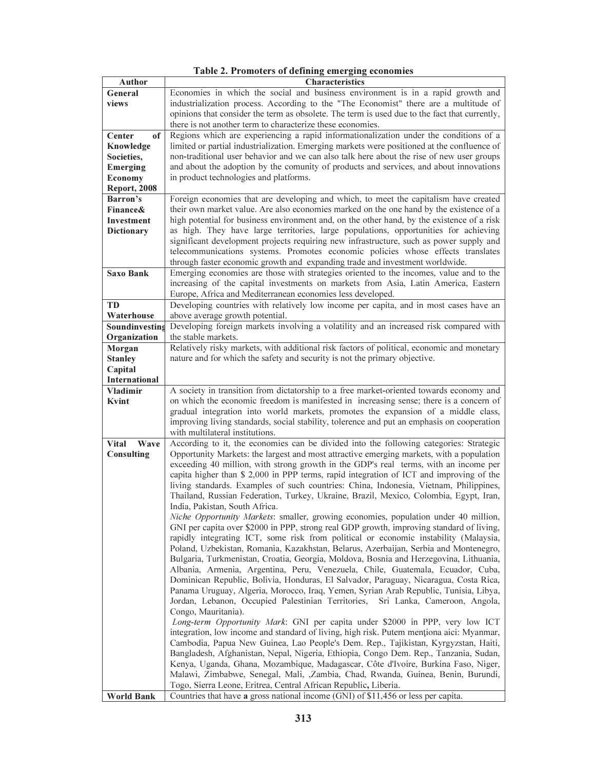**Table 2. Promoters of defining emerging economies**

| Author | Characteristics |
|---|---|
| **General views** | Economies in which the social and business environment is in a rapid growth and industrialization process. According to the "The Economist" there are a multitude of opinions that consider the term as obsolete. The term is used due to the fact that currently, there is not another term to characterize these economies. |
| **Center of Knowledge Societies, Emerging Economy Report, 2008** | Regions which are experiencing a rapid informationalization under the conditions of a limited or partial industrialization. Emerging markets were positioned at the confluence of non-traditional user behavior and we can also talk here about the rise of new user groups and about the adoption by the comunity of products and services, and about innovations in product technologies and platforms. |
| **Barron's Finance& Investment Dictionary** | Foreign economies that are developing and which, to meet the capitalism have created their own market value. Are also economies marked on the one hand by the existence of a high potential for business environment and, on the other hand, by the existence of a risk as high. They have large territories, large populations, opportunities for achieving significant development projects requiring new infrastructure, such as power supply and telecommunications systems. Promotes economic policies whose effects translates through faster economic growth and expanding trade and investment worldwide. |
| **Saxo Bank** | Emerging economies are those with strategies oriented to the incomes, value and to the increasing of the capital investments on markets from Asia, Latin America, Eastern Europe, Africa and Mediterranean economies less developed. |
| **TD Waterhouse** | Developing countries with relatively low income per capita, and in most cases have an above average growth potential. |
| **Soundinvesting Organization** | Developing foreign markets involving a volatility and an increased risk compared with the stable markets. |
| **Morgan Stanley Capital International** | Relatively risky markets, with additional risk factors of political, economic and monetary nature and for which the safety and security is not the primary objective. |
| **Vladimir Kvint** | A society in transition from dictatorship to a free market-oriented towards economy and on which the economic freedom is manifested in increasing sense; there is a concern of gradual integration into world markets, promotes the expansion of a middle class, improving living standards, social stability, tolerence and put an emphasis on cooperation with multilateral institutions. |
| **Vital Wave Consulting** | According to it, the economies can be divided into the following categories: Strategic Opportunity Markets: the largest and most attractive emerging markets, with a population exceeding 40 million, with strong growth in the GDP's real terms, with an income per capita higher than $ 2,000 in PPP terms, rapid integration of ICT and improving of the living standards. Examples of such countries: China, Indonesia, Vietnam, Philippines, Thailand, Russian Federation, Turkey, Ukraine, Brazil, Mexico, Colombia, Egypt, Iran, India, Pakistan, South Africa. *Niche Opportunity Markets*: smaller, growing economies, population under 40 million, GNI per capita over $2000 in PPP, strong real GDP growth, improving standard of living, rapidly integrating ICT, some risk from political or economic instability (Malaysia, Poland, Uzbekistan, Romania, Kazakhstan, Belarus, Azerbaijan, Serbia and Montenegro, Bulgaria, Turkmenistan, Croatia, Georgia, Moldova, Bosnia and Herzegovina, Lithuania, Albania, Armenia, Argentina, Peru, Venezuela, Chile, Guatemala, Ecuador, Cuba, Dominican Republic, Bolivia, Honduras, El Salvador, Paraguay, Nicaragua, Costa Rica, Panama Uruguay, Algeria, Morocco, Iraq, Yemen, Syrian Arab Republic, Tunisia, Libya, Jordan, Lebanon, Occupied Palestinian Territories, Sri Lanka, Cameroon, Angola, Congo, Mauritania). *Long-term Opportunity Mark*: GNI per capita under $2000 in PPP, very low ICT integration, low income and standard of living, high risk. Putem menţiona aici: Myanmar, Cambodia, Papua New Guinea, Lao People's Dem. Rep., Tajikistan, Kyrgyzstan, Haiti, Bangladesh, Afghanistan, Nepal, Nigeria, Ethiopia, Congo Dem. Rep., Tanzania, Sudan, Kenya, Uganda, Ghana, Mozambique, Madagascar, Côte d'Ivoire, Burkina Faso, Niger, Malawi, Zimbabwe, Senegal, Mali, ,Zambia, Chad, Rwanda, Guinea, Benin, Burundi, Togo, Sierra Leone, Eritrea, Central African Republic, Liberia. |
| **World Bank** | Countries that have **a** gross national income (GNI) of $11,456 or less per capita. |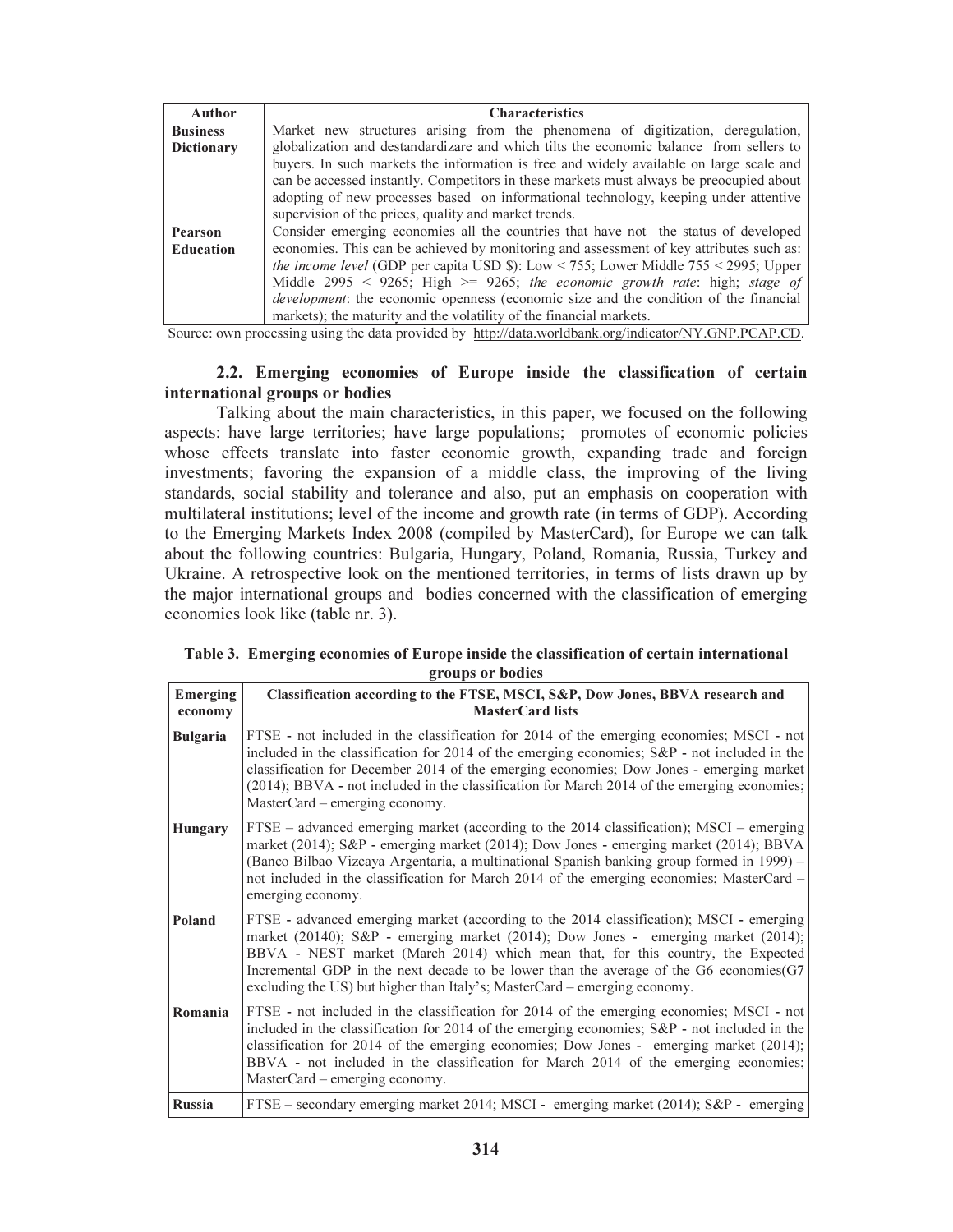| Author | Characteristics |
| --- | --- |
| **Business Dictionary** | Market new structures arising from the phenomena of digitization, deregulation, globalization and destandardizare and which tilts the economic balance from sellers to buyers. In such markets the information is free and widely available on large scale and can be accessed instantly. Competitors in these markets must always be preocupied about adopting of new processes based on informational technology, keeping under attentive supervision of the prices, quality and market trends. |
| **Pearson Education** | Consider emerging economies all the countries that have not the status of developed economies. This can be achieved by monitoring and assessment of key attributes such as: *the income level* (GDP per capita USD $): Low < 755; Lower Middle 755 < 2995; Upper Middle 2995 < 9265; High >= 9265; *the economic growth rate*: high; *stage of development*: the economic openness (economic size and the condition of the financial markets); the maturity and the volatility of the financial markets. |

Source: own processing using the data provided by http://data.worldbank.org/indicator/NY.GNP.PCAP.CD.

### 2.2. Emerging economies of Europe inside the classification of certain international groups or bodies

Talking about the main characteristics, in this paper, we focused on the following aspects: have large territories; have large populations; promotes of economic policies whose effects translate into faster economic growth, expanding trade and foreign investments; favoring the expansion of a middle class, the improving of the living standards, social stability and tolerance and also, put an emphasis on cooperation with multilateral institutions; level of the income and growth rate (in terms of GDP). According to the Emerging Markets Index 2008 (compiled by MasterCard), for Europe we can talk about the following countries: Bulgaria, Hungary, Poland, Romania, Russia, Turkey and Ukraine. A retrospective look on the mentioned territories, in terms of lists drawn up by the major international groups and bodies concerned with the classification of emerging economies look like (table nr. 3).

**Table 3. Emerging economies of Europe inside the classification of certain international groups or bodies**

| Emerging economy | Classification according to the FTSE, MSCI, S&P, Dow Jones, BBVA research and MasterCard lists |
| --- | --- |
| **Bulgaria** | FTSE - not included in the classification for 2014 of the emerging economies; MSCI - not included in the classification for 2014 of the emerging economies; S&P - not included in the classification for December 2014 of the emerging economies; Dow Jones - emerging market (2014); BBVA - not included in the classification for March 2014 of the emerging economies; MasterCard – emerging economy. |
| **Hungary** | FTSE – advanced emerging market (according to the 2014 classification); MSCI – emerging market (2014); S&P - emerging market (2014); Dow Jones - emerging market (2014); BBVA (Banco Bilbao Vizcaya Argentaria, a multinational Spanish banking group formed in 1999) – not included in the classification for March 2014 of the emerging economies; MasterCard – emerging economy. |
| **Poland** | FTSE - advanced emerging market (according to the 2014 classification); MSCI - emerging market (20140); S&P - emerging market (2014); Dow Jones - emerging market (2014); BBVA - NEST market (March 2014) which mean that, for this country, the Expected Incremental GDP in the next decade to be lower than the average of the G6 economies(G7 excluding the US) but higher than Italy's; MasterCard – emerging economy. |
| **Romania** | FTSE - not included in the classification for 2014 of the emerging economies; MSCI - not included in the classification for 2014 of the emerging economies; S&P - not included in the classification for 2014 of the emerging economies; Dow Jones - emerging market (2014); BBVA - not included in the classification for March 2014 of the emerging economies; MasterCard – emerging economy. |
| **Russia** | FTSE – secondary emerging market 2014; MSCI - emerging market (2014); S&P - emerging |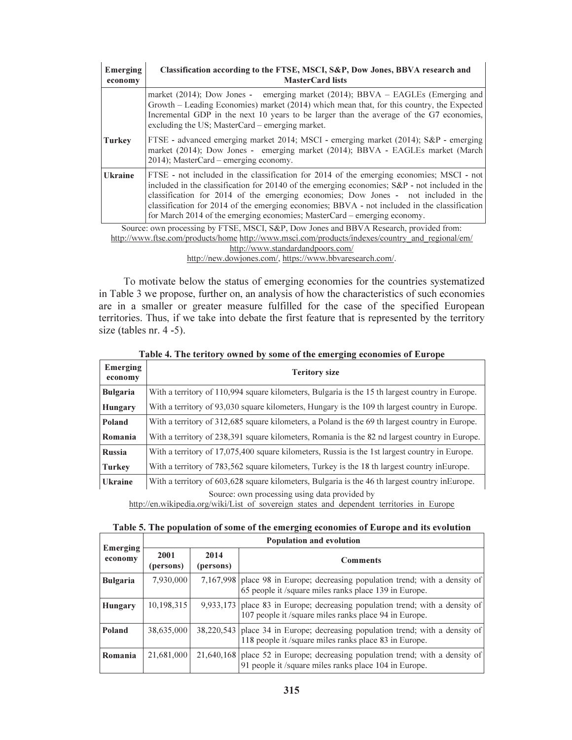| Emerging economy | Classification according to the FTSE, MSCI, S&P, Dow Jones, BBVA research and MasterCard lists |
|---|---|
| | market (2014); Dow Jones - emerging market (2014); BBVA – EAGLEs (Emerging and Growth – Leading Economies) market (2014) which mean that, for this country, the Expected Incremental GDP in the next 10 years to be larger than the average of the G7 economies, excluding the US; MasterCard – emerging market. |
| **Turkey** | FTSE - advanced emerging market 2014; MSCI - emerging market (2014); S&P - emerging market (2014); Dow Jones - emerging market (2014); BBVA - EAGLEs market (March 2014); MasterCard – emerging economy. |
| **Ukraine** | FTSE - not included in the classification for 2014 of the emerging economies; MSCI - not included in the classification for 20140 of the emerging economies; S&P - not included in the classification for 2014 of the emerging economies; Dow Jones - not included in the classification for 2014 of the emerging economies; BBVA - not included in the classification for March 2014 of the emerging economies; MasterCard – emerging economy. |

Source: own processing by FTSE, MSCI, S&P, Dow Jones and BBVA Research, provided from: http://www.ftse.com/products/home http://www.msci.com/products/indexes/country_and_regional/em/ http://www.standardandpoors.com/ http://new.dowjones.com/, https://www.bbvaresearch.com/.

To motivate below the status of emerging economies for the countries systematized in Table 3 we propose, further on, an analysis of how the characteristics of such economies are in a smaller or greater measure fulfilled for the case of the specified European territories. Thus, if we take into debate the first feature that is represented by the territory size (tables nr. 4 -5).

**Table 4. The teritory owned by some of the emerging economies of Europe**

| Emerging economy | Teritory size |
|---|---|
| **Bulgaria** | With a territory of 110,994 square kilometers, Bulgaria is the 15 th largest country in Europe. |
| **Hungary** | With a territory of 93,030 square kilometers, Hungary is the 109 th largest country in Europe. |
| **Poland** | With a territory of 312,685 square kilometers, a Poland is the 69 th largest country in Europe. |
| **Romania** | With a territory of 238,391 square kilometers, Romania is the 82 nd largest country in Europe. |
| **Russia** | With a territory of 17,075,400 square kilometers, Russia is the 1st largest country in Europe. |
| **Turkey** | With a territory of 783,562 square kilometers, Turkey is the 18 th largest country inEurope. |
| **Ukraine** | With a territory of 603,628 square kilometers, Bulgaria is the 46 th largest country inEurope. |

Source: own processing using data provided by http://en.wikipedia.org/wiki/List_of_sovereign_states_and_dependent_territories_in_Europe

**Table 5. The population of some of the emerging economies of Europe and its evolution**

| Emerging economy | Population and evolution | | |
|---|---|---|---|
| | 2001 (persons) | 2014 (persons) | Comments |
| **Bulgaria** | 7,930,000 | 7,167,998 | place 98 in Europe; decreasing population trend; with a density of 65 people it /square miles ranks place 139 in Europe. |
| **Hungary** | 10,198,315 | 9,933,173 | place 83 in Europe; decreasing population trend; with a density of 107 people it /square miles ranks place 94 in Europe. |
| **Poland** | 38,635,000 | 38,220,543 | place 34 in Europe; decreasing population trend; with a density of 118 people it /square miles ranks place 83 in Europe. |
| **Romania** | 21,681,000 | 21,640,168 | place 52 in Europe; decreasing population trend; with a density of 91 people it /square miles ranks place 104 in Europe. |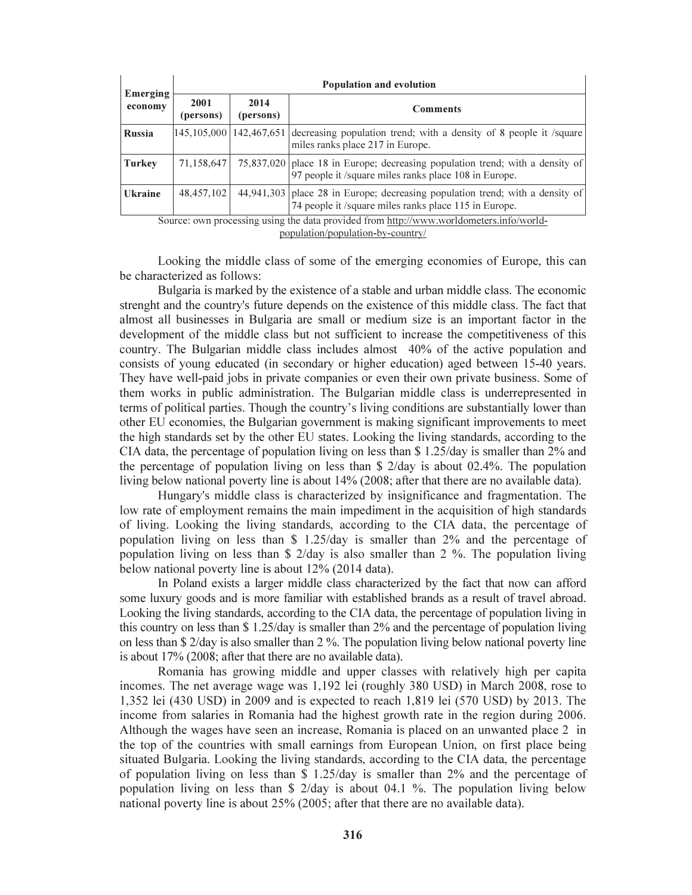| Emerging economy | Population and evolution | | |
|---|---|---|---|
| | 2001 (persons) | 2014 (persons) | Comments |
| **Russia** | 145,105,000 | 142,467,651 | decreasing population trend; with a density of 8 people it /square miles ranks place 217 in Europe. |
| **Turkey** | 71,158,647 | 75,837,020 | place 18 in Europe; decreasing population trend; with a density of 97 people it /square miles ranks place 108 in Europe. |
| **Ukraine** | 48,457,102 | 44,941,303 | place 28 in Europe; decreasing population trend; with a density of 74 people it /square miles ranks place 115 in Europe. |

Source: own processing using the data provided from http://www.worldometers.info/world-population/population-by-country/

Looking the middle class of some of the emerging economies of Europe, this can be characterized as follows:

Bulgaria is marked by the existence of a stable and urban middle class. The economic strenght and the country's future depends on the existence of this middle class. The fact that almost all businesses in Bulgaria are small or medium size is an important factor in the development of the middle class but not sufficient to increase the competitiveness of this country. The Bulgarian middle class includes almost 40% of the active population and consists of young educated (in secondary or higher education) aged between 15-40 years. They have well-paid jobs in private companies or even their own private business. Some of them works in public administration. The Bulgarian middle class is underrepresented in terms of political parties. Though the country's living conditions are substantially lower than other EU economies, the Bulgarian government is making significant improvements to meet the high standards set by the other EU states. Looking the living standards, according to the CIA data, the percentage of population living on less than $ 1.25/day is smaller than 2% and the percentage of population living on less than $ 2/day is about 02.4%. The population living below national poverty line is about 14% (2008; after that there are no available data).

Hungary's middle class is characterized by insignificance and fragmentation. The low rate of employment remains the main impediment in the acquisition of high standards of living. Looking the living standards, according to the CIA data, the percentage of population living on less than $ 1.25/day is smaller than 2% and the percentage of population living on less than $ 2/day is also smaller than 2 %. The population living below national poverty line is about 12% (2014 data).

In Poland exists a larger middle class characterized by the fact that now can afford some luxury goods and is more familiar with established brands as a result of travel abroad. Looking the living standards, according to the CIA data, the percentage of population living in this country on less than $ 1.25/day is smaller than 2% and the percentage of population living on less than $ 2/day is also smaller than 2 %. The population living below national poverty line is about 17% (2008; after that there are no available data).

Romania has growing middle and upper classes with relatively high per capita incomes. The net average wage was 1,192 lei (roughly 380 USD) in March 2008, rose to 1,352 lei (430 USD) in 2009 and is expected to reach 1,819 lei (570 USD) by 2013. The income from salaries in Romania had the highest growth rate in the region during 2006. Although the wages have seen an increase, Romania is placed on an unwanted place 2 in the top of the countries with small earnings from European Union, on first place being situated Bulgaria. Looking the living standards, according to the CIA data, the percentage of population living on less than $ 1.25/day is smaller than 2% and the percentage of population living on less than $ 2/day is about 04.1 %. The population living below national poverty line is about 25% (2005; after that there are no available data).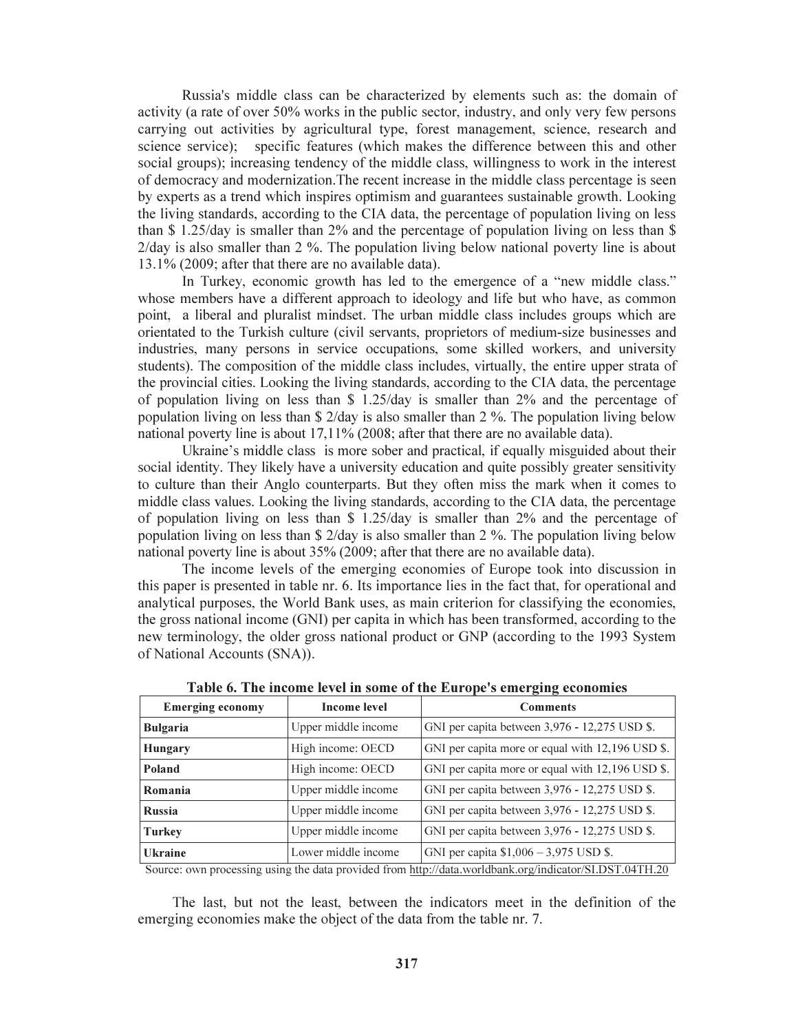Russia's middle class can be characterized by elements such as: the domain of activity (a rate of over 50% works in the public sector, industry, and only very few persons carrying out activities by agricultural type, forest management, science, research and science service); specific features (which makes the difference between this and other social groups); increasing tendency of the middle class, willingness to work in the interest of democracy and modernization.The recent increase in the middle class percentage is seen by experts as a trend which inspires optimism and guarantees sustainable growth. Looking the living standards, according to the CIA data, the percentage of population living on less than \$ 1.25/day is smaller than 2% and the percentage of population living on less than \$ 2/day is also smaller than 2 %. The population living below national poverty line is about 13.1% (2009; after that there are no available data).

In Turkey, economic growth has led to the emergence of a "new middle class." whose members have a different approach to ideology and life but who have, as common point, a liberal and pluralist mindset. The urban middle class includes groups which are orientated to the Turkish culture (civil servants, proprietors of medium-size businesses and industries, many persons in service occupations, some skilled workers, and university students). The composition of the middle class includes, virtually, the entire upper strata of the provincial cities. Looking the living standards, according to the CIA data, the percentage of population living on less than \$ 1.25/day is smaller than 2% and the percentage of population living on less than \$ 2/day is also smaller than 2 %. The population living below national poverty line is about 17,11% (2008; after that there are no available data).

Ukraine's middle class is more sober and practical, if equally misguided about their social identity. They likely have a university education and quite possibly greater sensitivity to culture than their Anglo counterparts. But they often miss the mark when it comes to middle class values. Looking the living standards, according to the CIA data, the percentage of population living on less than \$ 1.25/day is smaller than 2% and the percentage of population living on less than \$ 2/day is also smaller than 2 %. The population living below national poverty line is about 35% (2009; after that there are no available data).

The income levels of the emerging economies of Europe took into discussion in this paper is presented in table nr. 6. Its importance lies in the fact that, for operational and analytical purposes, the World Bank uses, as main criterion for classifying the economies, the gross national income (GNI) per capita in which has been transformed, according to the new terminology, the older gross national product or GNP (according to the 1993 System of National Accounts (SNA)).

**Table 6. The income level in some of the Europe's emerging economies**

| Emerging economy | Income level | Comments |
|---|---|---|
| **Bulgaria** | Upper middle income | GNI per capita between 3,976 - 12,275 USD \$. |
| **Hungary** | High income: OECD | GNI per capita more or equal with 12,196 USD \$. |
| **Poland** | High income: OECD | GNI per capita more or equal with 12,196 USD \$. |
| **Romania** | Upper middle income | GNI per capita between 3,976 - 12,275 USD \$. |
| **Russia** | Upper middle income | GNI per capita between 3,976 - 12,275 USD \$. |
| **Turkey** | Upper middle income | GNI per capita between 3,976 - 12,275 USD \$. |
| **Ukraine** | Lower middle income | GNI per capita \$1,006 – 3,975 USD \$. |

Source: own processing using the data provided from http://data.worldbank.org/indicator/SI.DST.04TH.20

The last, but not the least, between the indicators meet in the definition of the emerging economies make the object of the data from the table nr. 7.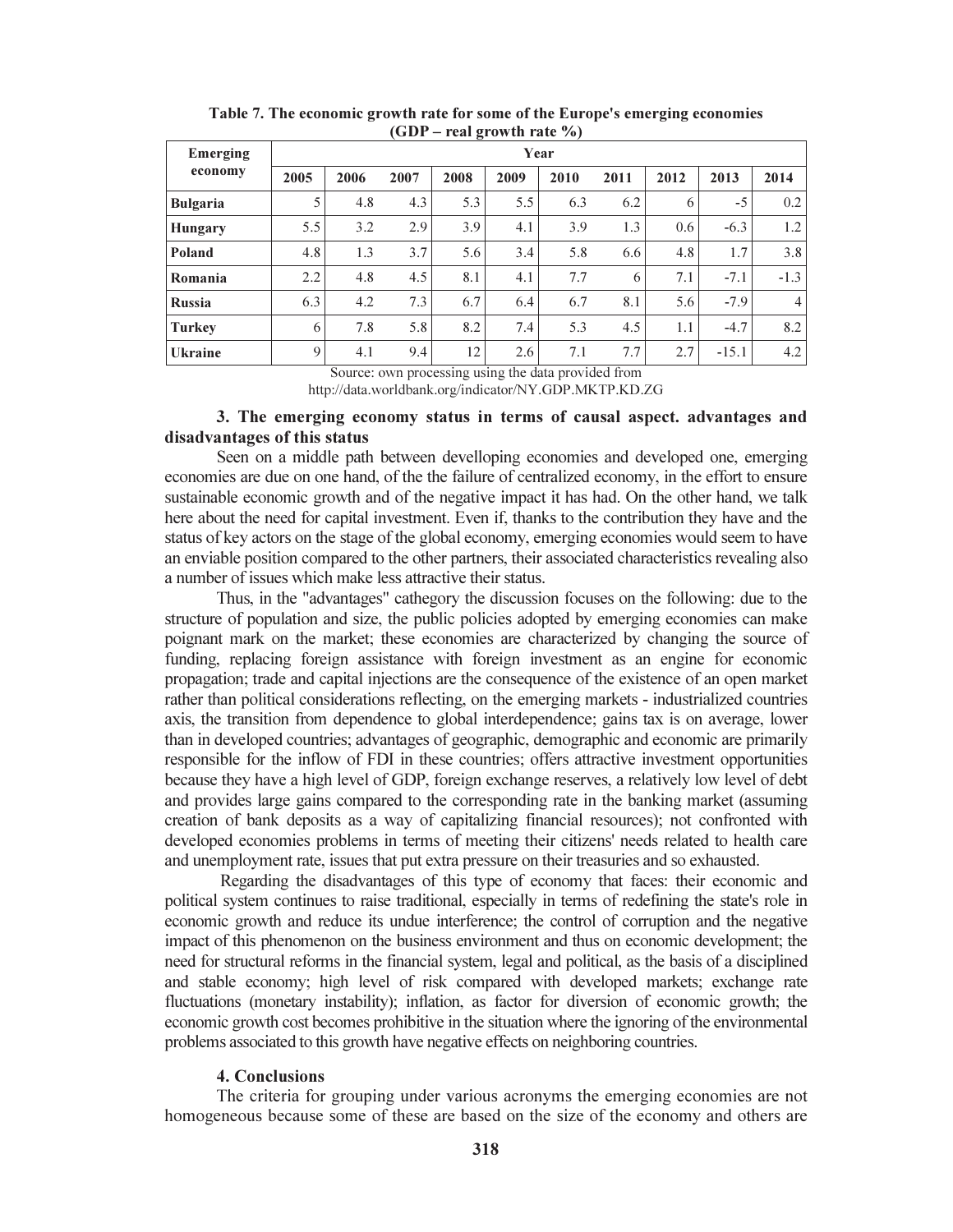**Table 7. The economic growth rate for some of the Europe's emerging economies (GDP – real growth rate %)**

| Emerging economy | Year | | | | | | | | | |
|---|---|---|---|---|---|---|---|---|---|---|
| | 2005 | 2006 | 2007 | 2008 | 2009 | 2010 | 2011 | 2012 | 2013 | 2014 |
| **Bulgaria** | 5 | 4.8 | 4.3 | 5.3 | 5.5 | 6.3 | 6.2 | 6 | -5 | 0.2 |
| **Hungary** | 5.5 | 3.2 | 2.9 | 3.9 | 4.1 | 3.9 | 1.3 | 0.6 | -6.3 | 1.2 |
| **Poland** | 4.8 | 1.3 | 3.7 | 5.6 | 3.4 | 5.8 | 6.6 | 4.8 | 1.7 | 3.8 |
| **Romania** | 2.2 | 4.8 | 4.5 | 8.1 | 4.1 | 7.7 | 6 | 7.1 | -7.1 | -1.3 |
| **Russia** | 6.3 | 4.2 | 7.3 | 6.7 | 6.4 | 6.7 | 8.1 | 5.6 | -7.9 | 4 |
| **Turkey** | 6 | 7.8 | 5.8 | 8.2 | 7.4 | 5.3 | 4.5 | 1.1 | -4.7 | 8.2 |
| **Ukraine** | 9 | 4.1 | 9.4 | 12 | 2.6 | 7.1 | 7.7 | 2.7 | -15.1 | 4.2 |

Source: own processing using the data provided from http://data.worldbank.org/indicator/NY.GDP.MKTP.KD.ZG

## 3. The emerging economy status in terms of causal aspect. advantages and disadvantages of this status

Seen on a middle path between develloping economies and developed one, emerging economies are due on one hand, of the the failure of centralized economy, in the effort to ensure sustainable economic growth and of the negative impact it has had. On the other hand, we talk here about the need for capital investment. Even if, thanks to the contribution they have and the status of key actors on the stage of the global economy, emerging economies would seem to have an enviable position compared to the other partners, their associated characteristics revealing also a number of issues which make less attractive their status.

Thus, in the "advantages" cathegory the discussion focuses on the following: due to the structure of population and size, the public policies adopted by emerging economies can make poignant mark on the market; these economies are characterized by changing the source of funding, replacing foreign assistance with foreign investment as an engine for economic propagation; trade and capital injections are the consequence of the existence of an open market rather than political considerations reflecting, on the emerging markets - industrialized countries axis, the transition from dependence to global interdependence; gains tax is on average, lower than in developed countries; advantages of geographic, demographic and economic are primarily responsible for the inflow of FDI in these countries; offers attractive investment opportunities because they have a high level of GDP, foreign exchange reserves, a relatively low level of debt and provides large gains compared to the corresponding rate in the banking market (assuming creation of bank deposits as a way of capitalizing financial resources); not confronted with developed economies problems in terms of meeting their citizens' needs related to health care and unemployment rate, issues that put extra pressure on their treasuries and so exhausted.

Regarding the disadvantages of this type of economy that faces: their economic and political system continues to raise traditional, especially in terms of redefining the state's role in economic growth and reduce its undue interference; the control of corruption and the negative impact of this phenomenon on the business environment and thus on economic development; the need for structural reforms in the financial system, legal and political, as the basis of a disciplined and stable economy; high level of risk compared with developed markets; exchange rate fluctuations (monetary instability); inflation, as factor for diversion of economic growth; the economic growth cost becomes prohibitive in the situation where the ignoring of the environmental problems associated to this growth have negative effects on neighboring countries.

## 4. Conclusions

The criteria for grouping under various acronyms the emerging economies are not homogeneous because some of these are based on the size of the economy and others are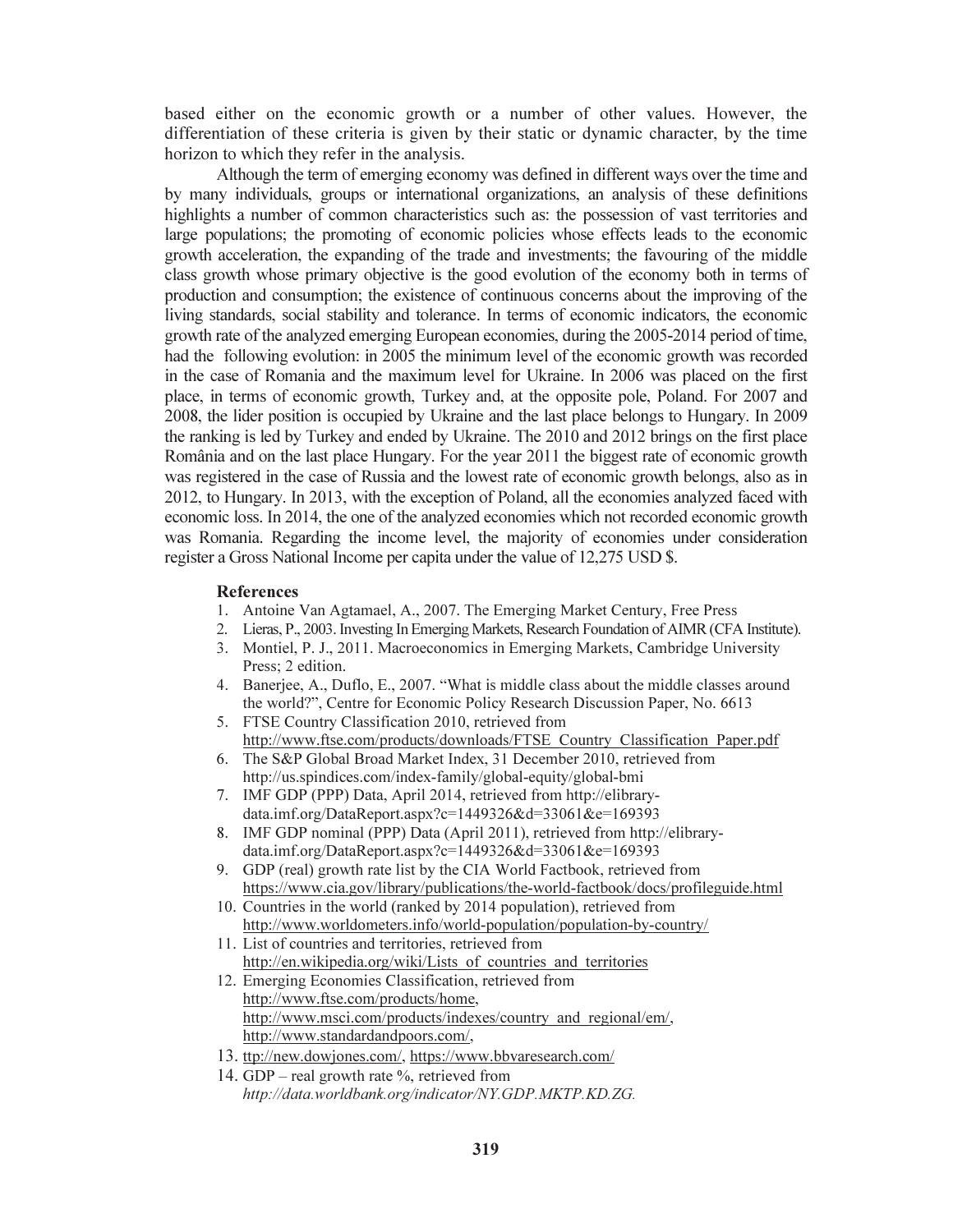based either on the economic growth or a number of other values. However, the differentiation of these criteria is given by their static or dynamic character, by the time horizon to which they refer in the analysis.

Although the term of emerging economy was defined in different ways over the time and by many individuals, groups or international organizations, an analysis of these definitions highlights a number of common characteristics such as: the possession of vast territories and large populations; the promoting of economic policies whose effects leads to the economic growth acceleration, the expanding of the trade and investments; the favouring of the middle class growth whose primary objective is the good evolution of the economy both in terms of production and consumption; the existence of continuous concerns about the improving of the living standards, social stability and tolerance. In terms of economic indicators, the economic growth rate of the analyzed emerging European economies, during the 2005-2014 period of time, had the following evolution: in 2005 the minimum level of the economic growth was recorded in the case of Romania and the maximum level for Ukraine. In 2006 was placed on the first place, in terms of economic growth, Turkey and, at the opposite pole, Poland. For 2007 and 2008, the lider position is occupied by Ukraine and the last place belongs to Hungary. In 2009 the ranking is led by Turkey and ended by Ukraine. The 2010 and 2012 brings on the first place România and on the last place Hungary. For the year 2011 the biggest rate of economic growth was registered in the case of Russia and the lowest rate of economic growth belongs, also as in 2012, to Hungary. In 2013, with the exception of Poland, all the economies analyzed faced with economic loss. In 2014, the one of the analyzed economies which not recorded economic growth was Romania. Regarding the income level, the majority of economies under consideration register a Gross National Income per capita under the value of 12,275 USD $.

**References**

1. Antoine Van Agtamael, A., 2007. The Emerging Market Century, Free Press
2. Lieras, P., 2003. Investing In Emerging Markets, Research Foundation of AIMR (CFA Institute).
3. Montiel, P. J., 2011. Macroeconomics in Emerging Markets, Cambridge University Press; 2 edition.
4. Banerjee, A., Duflo, E., 2007. "What is middle class about the middle classes around the world?", Centre for Economic Policy Research Discussion Paper, No. 6613
5. FTSE Country Classification 2010, retrieved from http://www.ftse.com/products/downloads/FTSE_Country_Classification_Paper.pdf
6. The S&P Global Broad Market Index, 31 December 2010, retrieved from http://us.spindices.com/index-family/global-equity/global-bmi
7. IMF GDP (PPP) Data, April 2014, retrieved from http://elibrary-data.imf.org/DataReport.aspx?c=1449326&d=33061&e=169393
8. IMF GDP nominal (PPP) Data (April 2011), retrieved from http://elibrary-data.imf.org/DataReport.aspx?c=1449326&d=33061&e=169393
9. GDP (real) growth rate list by the CIA World Factbook, retrieved from https://www.cia.gov/library/publications/the-world-factbook/docs/profileguide.html
10. Countries in the world (ranked by 2014 population), retrieved from http://www.worldometers.info/world-population/population-by-country/
11. List of countries and territories, retrieved from http://en.wikipedia.org/wiki/Lists_of_countries_and_territories
12. Emerging Economies Classification, retrieved from http://www.ftse.com/products/home, http://www.msci.com/products/indexes/country_and_regional/em/, http://www.standardandpoors.com/,
13. ttp://new.dowjones.com/, https://www.bbvaresearch.com/
14. GDP – real growth rate %, retrieved from *http://data.worldbank.org/indicator/NY.GDP.MKTP.KD.ZG.*